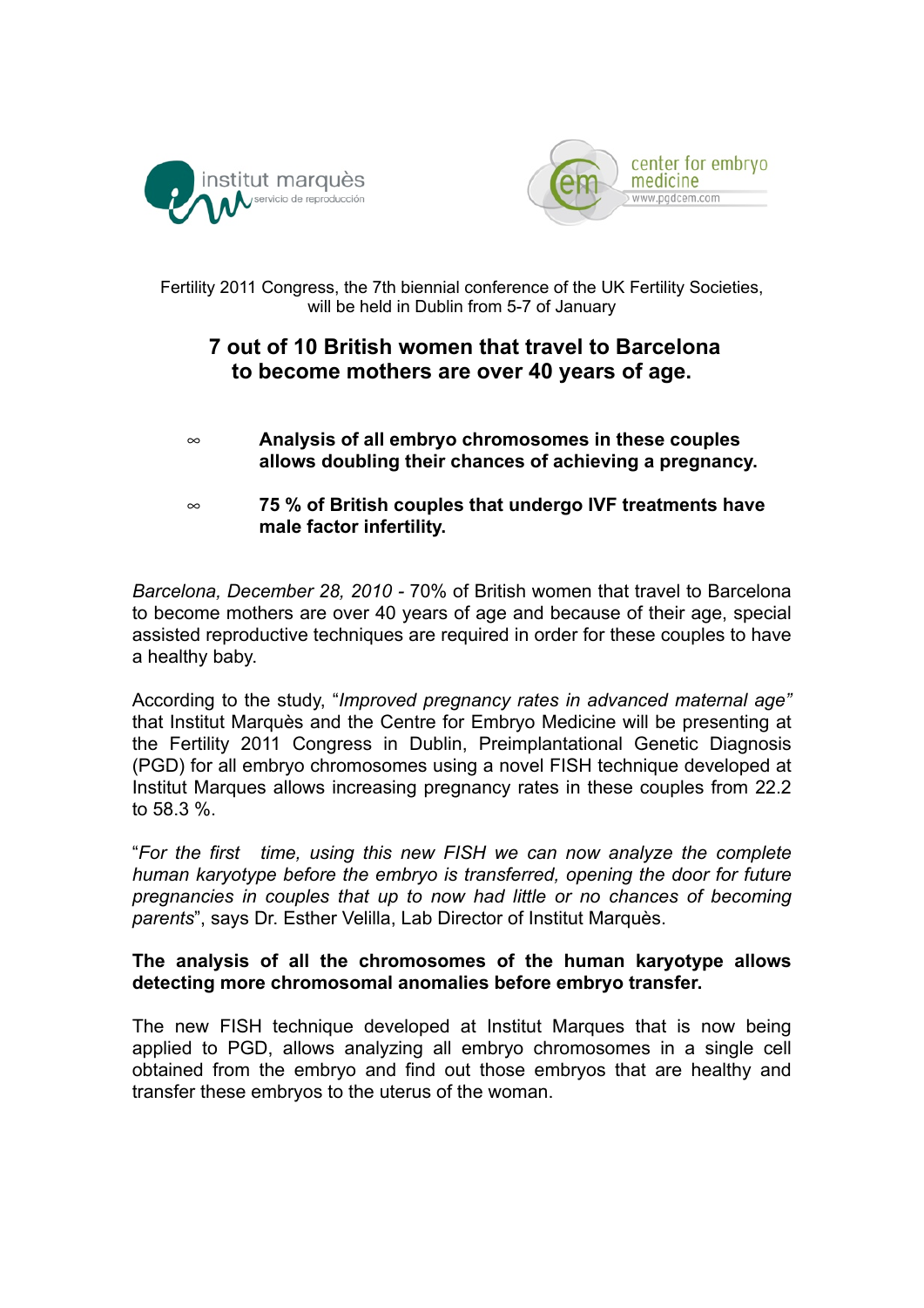Fertility 2011 Congress, the 7th biennial conference of the UK Fertility Societies, will be held in Dublin from 5-7 of January

# 7 out of 10 British women that travel to Barcelona to become mothers are over 40 years of age.

- **Analysis of all embryo chromosomes in these couples allows doubling their chances of achieving a pregnancy.**
- **75 % of British couples that undergo IVF treatments have male factor infertility.**

*Barcelona, December 28, 2010* - 70% of British women that travel to Barcelona to become mothers are over 40 years of age and because of their age, special assisted reproductive techniques are required in order for these couples to have a healthy baby.

According to the study, "*Improved pregnancy rates in advanced maternal age"* that Institut Marquès and the Centre for Embryo Medicine will be presenting at the Fertility 2011 Congress in Dublin, Preimplantational Genetic Diagnosis (PGD) for all embryo chromosomes using a novel FISH technique developed at Institut Marques allows increasing pregnancy rates in these couples from 22.2 to 58.3 %.

"*For the first time, using this new FISH we can now analyze the complete human karyotype before the embryo is transferred, opening the door for future pregnancies in couples that up to now had little or no chances of becoming parents*", says Dr. Esther Velilla, Lab Director of Institut Marquès.

**The analysis of all the chromosomes of the human karyotype allows detecting more chromosomal anomalies before embryo transfer.**

The new FISH technique developed at Institut Marques that is now being applied to PGD, allows analyzing all embryo chromosomes in a single cell obtained from the embryo and find out those embryos that are healthy and transfer these embryos to the uterus of the woman.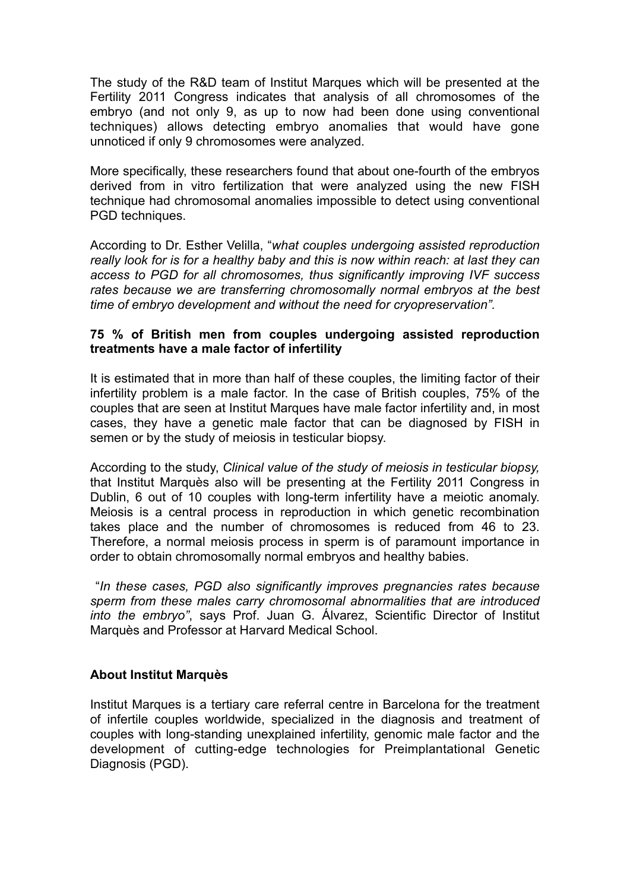The study of the R&D team of Institut Marques which will be presented at the Fertility 2011 Congress indicates that analysis of all chromosomes of the embryo (and not only 9, as up to now had been done using conventional techniques) allows detecting embryo anomalies that would have gone unnoticed if only 9 chromosomes were analyzed.

More specifically, these researchers found that about one-fourth of the embryos derived from in vitro fertilization that were analyzed using the new FISH technique had chromosomal anomalies impossible to detect using conventional PGD techniques.

According to Dr. Esther Velilla, "*what couples undergoing assisted reproduction really look for is for a healthy baby and this is now within reach: at last they can access to PGD for all chromosomes, thus significantly improving IVF success rates because we are transferring chromosomally normal embryos at the best time of embryo development and without the need for cryopreservation".*

**75 % of British men from couples undergoing assisted reproduction treatments have a male factor of infertility**

It is estimated that in more than half of these couples, the limiting factor of their infertility problem is a male factor. In the case of British couples, 75% of the couples that are seen at Institut Marques have male factor infertility and, in most cases, they have a genetic male factor that can be diagnosed by FISH in semen or by the study of meiosis in testicular biopsy.

According to the study, *Clinical value of the study of meiosis in testicular biopsy,* that Institut Marquès also will be presenting at the Fertility 2011 Congress in Dublin, 6 out of 10 couples with long-term infertility have a meiotic anomaly. Meiosis is a central process in reproduction in which genetic recombination takes place and the number of chromosomes is reduced from 46 to 23. Therefore, a normal meiosis process in sperm is of paramount importance in order to obtain chromosomally normal embryos and healthy babies.

"*In these cases, PGD also significantly improves pregnancies rates because sperm from these males carry chromosomal abnormalities that are introduced into the embryo"*, says Prof. Juan G. Álvarez, Scientific Director of Institut Marquès and Professor at Harvard Medical School.

**About Institut Marquès**

Institut Marques is a tertiary care referral centre in Barcelona for the treatment of infertile couples worldwide, specialized in the diagnosis and treatment of couples with long-standing unexplained infertility, genomic male factor and the development of cutting-edge technologies for Preimplantational Genetic Diagnosis (PGD).